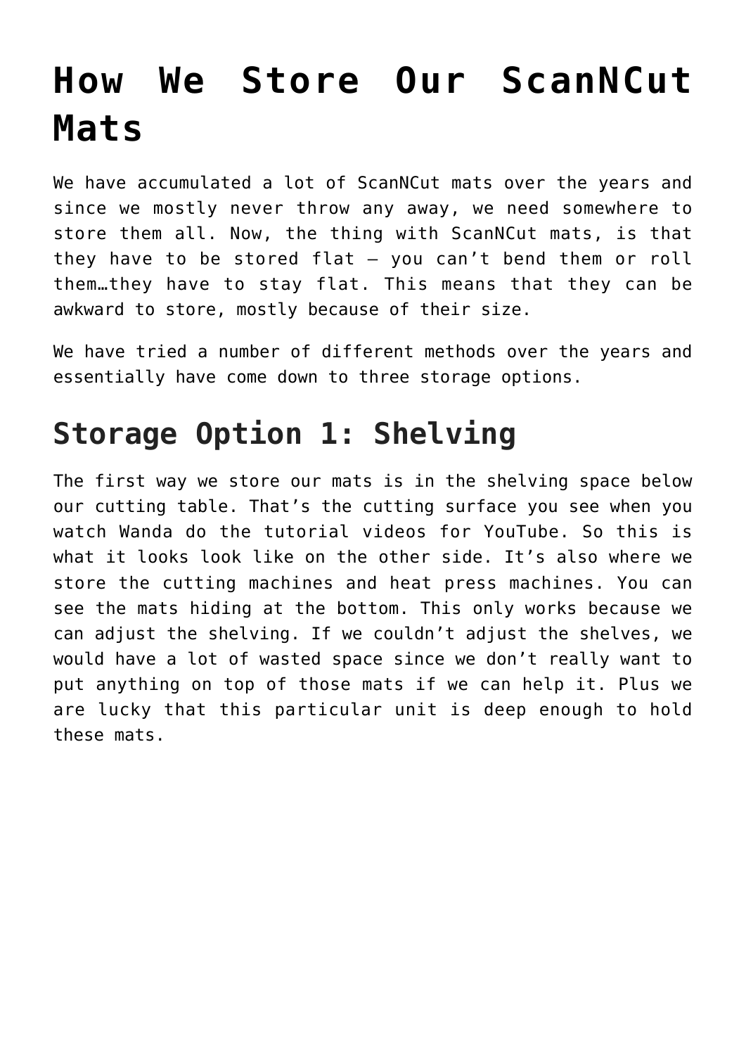# How We Store Our ScanNCut Mats

We have accumulated a lot of ScanNCut mats over the years and since we mostly never throw any away, we need somewhere to store them all. Now, the thing with ScanNCut mats, is that they have to be stored flat – you can't bend them or roll them…they have to stay flat. This means that they can be awkward to store, mostly because of their size.

We have tried a number of different methods over the years and essentially have come down to three storage options.

## Storage Option 1: Shelving

The first way we store our mats is in the shelving space below our cutting table. That's the cutting surface you see when you watch Wanda do the tutorial videos for YouTube. So this is what it looks look like on the other side. It's also where we store the cutting machines and heat press machines. You can see the mats hiding at the bottom. This only works because we can adjust the shelving. If we couldn't adjust the shelves, we would have a lot of wasted space since we don't really want to put anything on top of those mats if we can help it. Plus we are lucky that this particular unit is deep enough to hold these mats.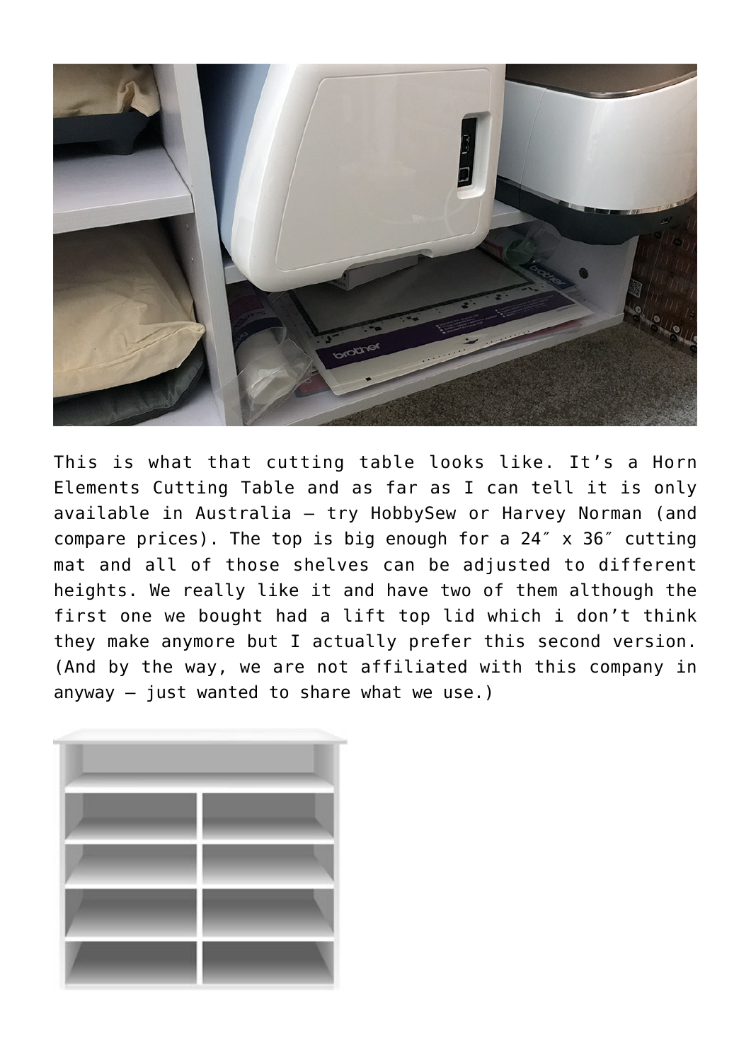This is what that cutting table looks like. It's a Horn Elements Cutting Table and as far as I can tell it is only available in Australia – try HobbySew or Harvey Norman (and compare prices). The top is big enough for a 24″ x 36″ cutting mat and all of those shelves can be adjusted to different heights. We really like it and have two of them although the first one we bought had a lift top lid which i don't think they make anymore but I actually prefer this second version. (And by the way, we are not affiliated with this company in anyway – just wanted to share what we use.)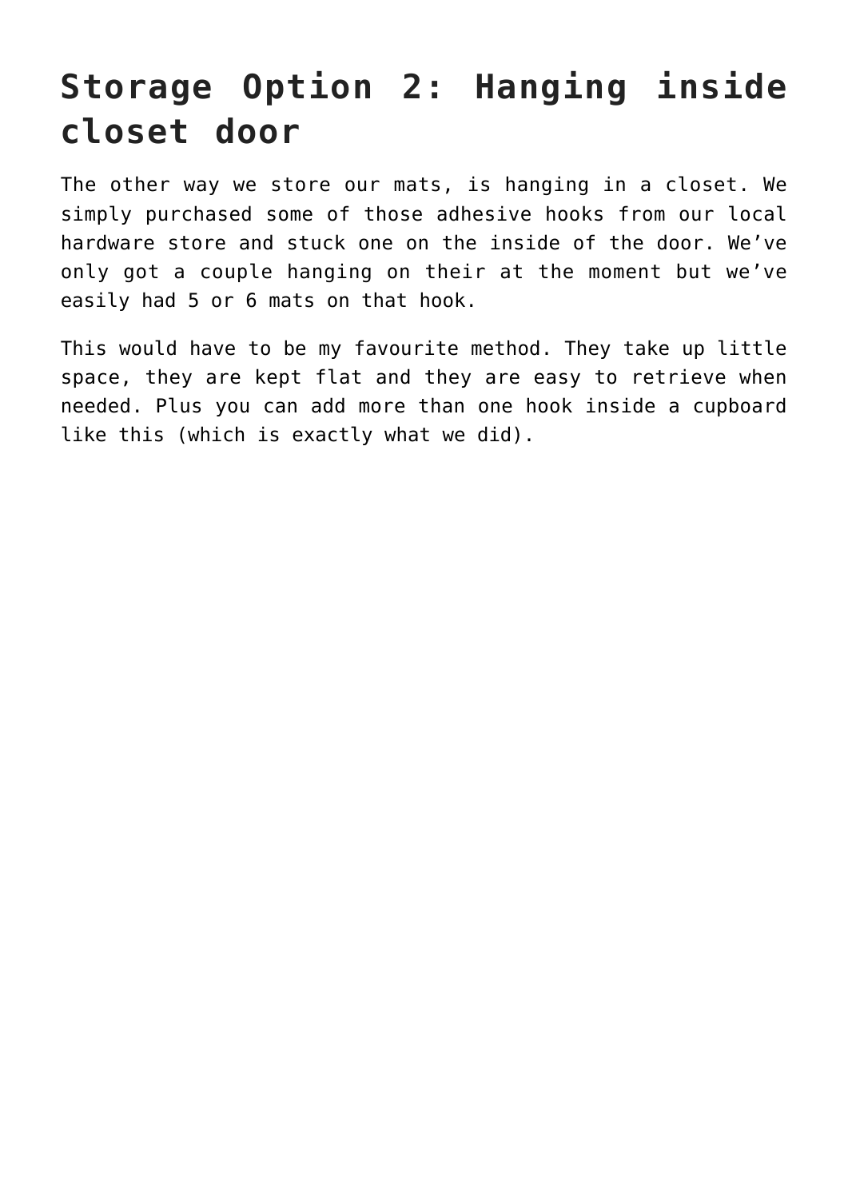## Storage Option 2: Hanging inside closet door

The other way we store our mats, is hanging in a closet. We simply purchased some of those adhesive hooks from our local hardware store and stuck one on the inside of the door. We've only got a couple hanging on their at the moment but we've easily had 5 or 6 mats on that hook.

This would have to be my favourite method. They take up little space, they are kept flat and they are easy to retrieve when needed. Plus you can add more than one hook inside a cupboard like this (which is exactly what we did).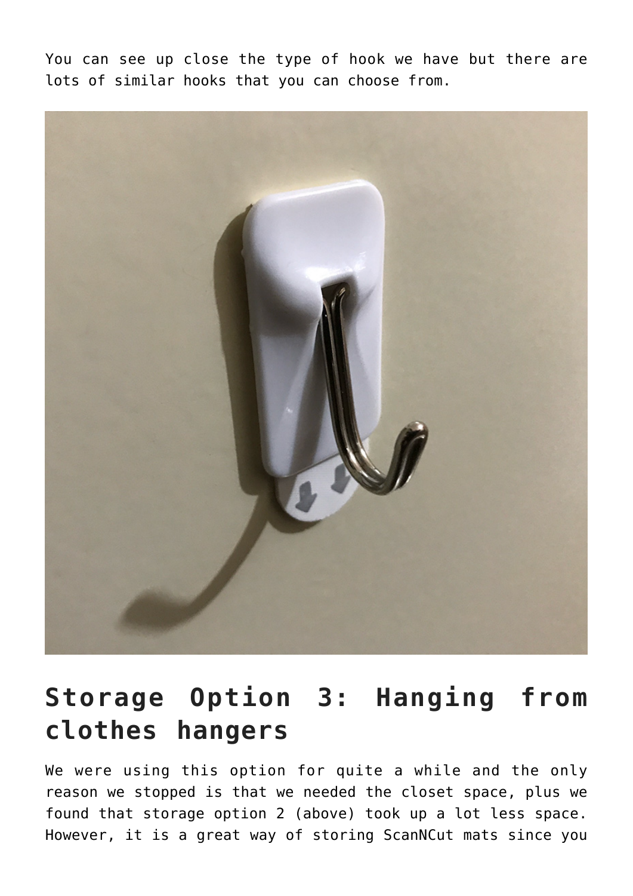You can see up close the type of hook we have but there are lots of similar hooks that you can choose from.

## Storage Option 3: Hanging from clothes hangers

We were using this option for quite a while and the only reason we stopped is that we needed the closet space, plus we found that storage option 2 (above) took up a lot less space. However, it is a great way of storing ScanNCut mats since you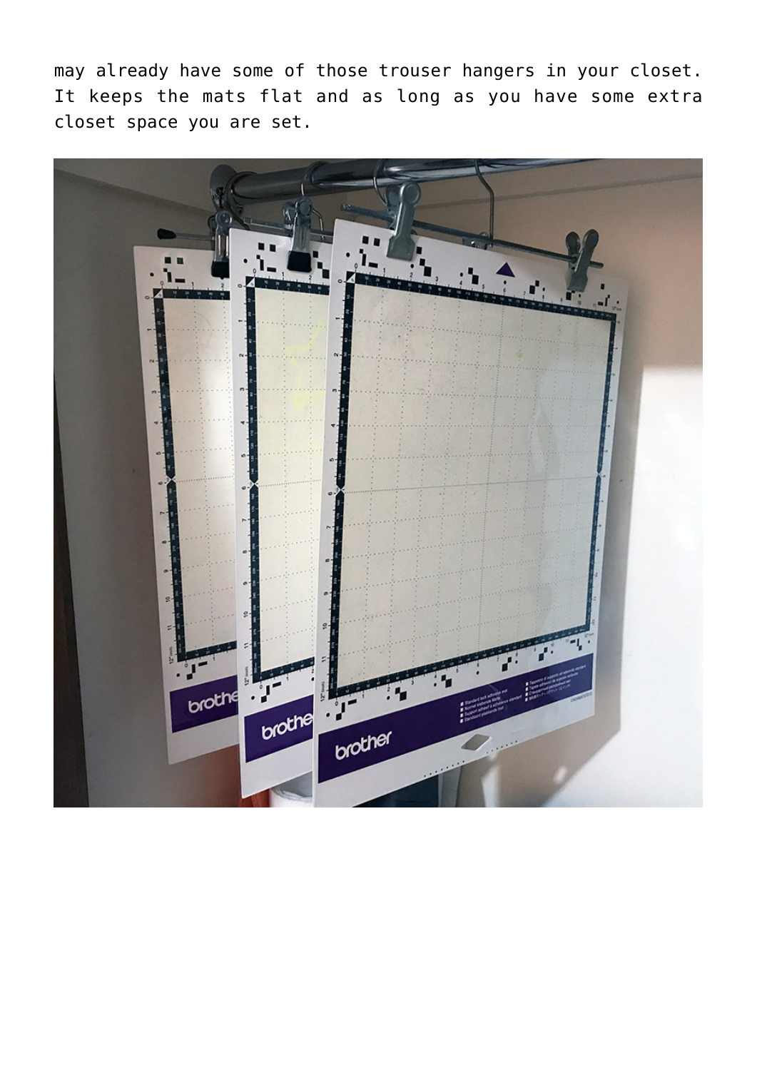may already have some of those trouser hangers in your closet. It keeps the mats flat and as long as you have some extra closet space you are set.